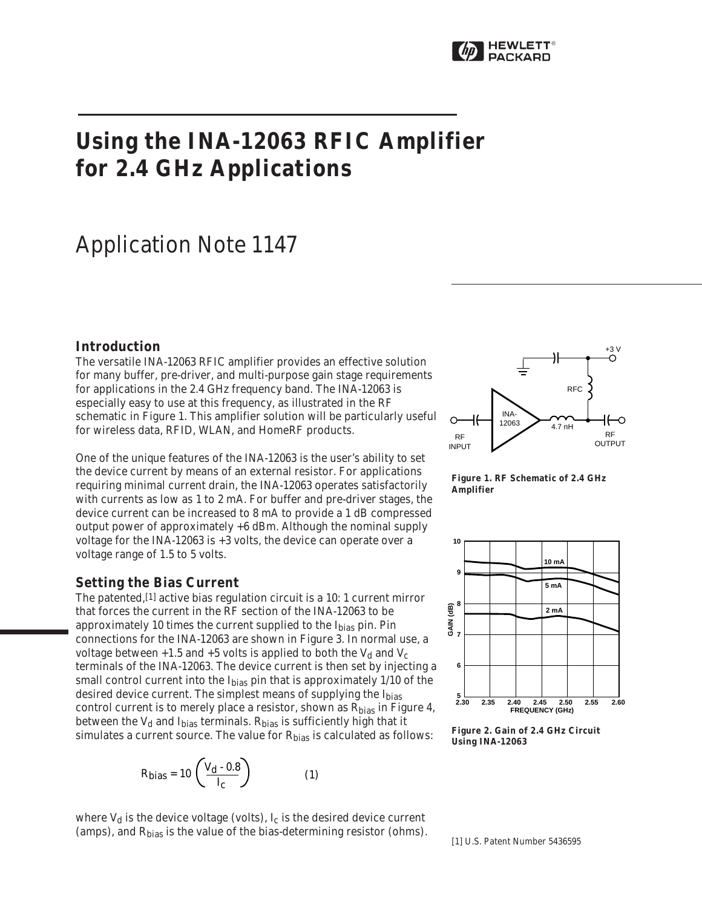# Using the INA-12063 RFIC Amplifier for 2.4 GHz Applications

## Application Note 1147

### Introduction

The versatile INA-12063 RFIC amplifier provides an effective solution for many buffer, pre-driver, and multi-purpose gain stage requirements for applications in the 2.4 GHz frequency band. The INA-12063 is especially easy to use at this frequency, as illustrated in the RF schematic in Figure 1. This amplifier solution will be particularly useful for wireless data, RFID, WLAN, and HomeRF products.

One of the unique features of the INA-12063 is the user's ability to set the device current by means of an external resistor. For applications requiring minimal current drain, the INA-12063 operates satisfactorily with currents as low as 1 to 2 mA. For buffer and pre-driver stages, the device current can be increased to 8 mA to provide a 1 dB compressed output power of approximately +6 dBm. Although the nominal supply voltage for the INA-12063 is +3 volts, the device can operate over a voltage range of 1.5 to 5 volts.

**Figure 1. RF Schematic of 2.4 GHz Amplifier**

**Figure 2. Gain of 2.4 GHz Circuit Using INA-12063**

### Setting the Bias Current

The patented,[1] active bias regulation circuit is a 10: 1 current mirror that forces the current in the RF section of the INA-12063 to be approximately 10 times the current supplied to the $I_{bias}$ pin. Pin connections for the INA-12063 are shown in Figure 3. In normal use, a voltage between +1.5 and +5 volts is applied to both the $V_d$ and $V_c$ terminals of the INA-12063. The device current is then set by injecting a small control current into the $I_{bias}$ pin that is approximately 1/10 of the desired device current. The simplest means of supplying the $I_{bias}$ control current is to merely place a resistor, shown as $R_{bias}$ in Figure 4, between the $V_d$ and $I_{bias}$ terminals. $R_{bias}$ is sufficiently high that it simulates a current source. The value for $R_{bias}$ is calculated as follows:

$$R_{bias} = 10 \left( \frac{V_d - 0.8}{I_c} \right) \qquad (1)$$

where $V_d$ is the device voltage (volts), $I_c$ is the desired device current (amps), and $R_{bias}$ is the value of the bias-determining resistor (ohms).

[1] U.S. Patent Number 5436595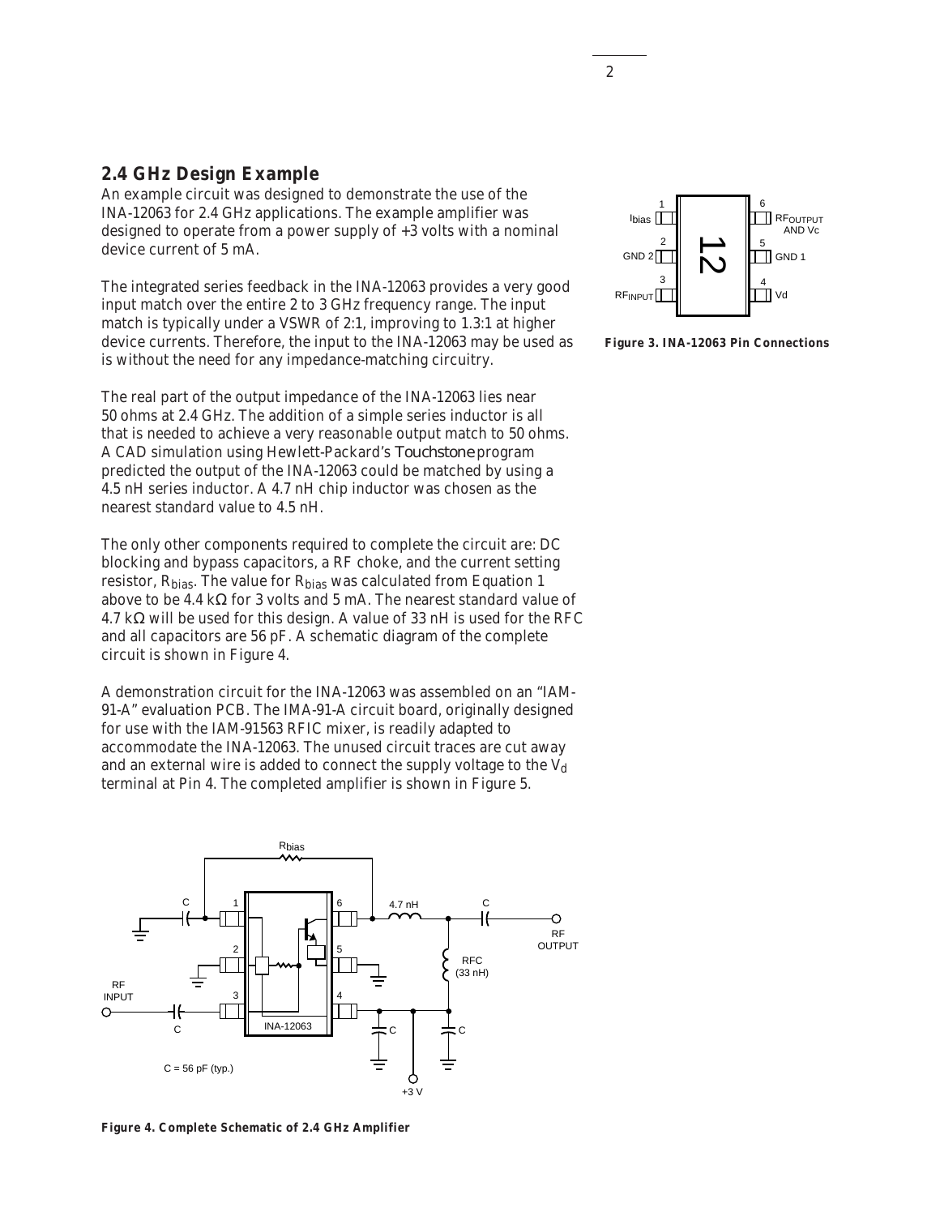## 2.4 GHz Design Example

An example circuit was designed to demonstrate the use of the INA-12063 for 2.4 GHz applications. The example amplifier was designed to operate from a power supply of +3 volts with a nominal device current of 5 mA.

The integrated series feedback in the INA-12063 provides a very good input match over the entire 2 to 3 GHz frequency range. The input match is typically under a VSWR of 2:1, improving to 1.3:1 at higher device currents. Therefore, the input to the INA-12063 may be used as is without the need for any impedance-matching circuitry.

The real part of the output impedance of the INA-12063 lies near 50 ohms at 2.4 GHz. The addition of a simple series inductor is all that is needed to achieve a very reasonable output match to 50 ohms. A CAD simulation using Hewlett-Packard's *Touchstone* program predicted the output of the INA-12063 could be matched by using a 4.5 nH series inductor. A 4.7 nH chip inductor was chosen as the nearest standard value to 4.5 nH.

The only other components required to complete the circuit are: DC blocking and bypass capacitors, a RF choke, and the current setting resistor, $R_{bias}$. The value for $R_{bias}$ was calculated from Equation 1 above to be 4.4 kΩ for 3 volts and 5 mA. The nearest standard value of 4.7 kΩ will be used for this design. A value of 33 nH is used for the RFC and all capacitors are 56 pF. A schematic diagram of the complete circuit is shown in Figure 4.

A demonstration circuit for the INA-12063 was assembled on an "IAM-91-A" evaluation PCB. The IMA-91-A circuit board, originally designed for use with the IAM-91563 RFIC mixer, is readily adapted to accommodate the INA-12063. The unused circuit traces are cut away and an external wire is added to connect the supply voltage to the $V_d$ terminal at Pin 4. The completed amplifier is shown in Figure 5.

1 $I_{bias}$
2 GND 2
3 $RF_{INPUT}$
6 $RF_{OUTPUT}$ AND Vc
5 GND 1
4 Vd
12

**Figure 3. INA-12063 Pin Connections**

$R_{bias}$
C
1
2
3
RF INPUT
C
INA-12063
6
5
4
4.7 nH
C
RF OUTPUT
RFC (33 nH)
C
C
+3 V
C = 56 pF (typ.)

**Figure 4. Complete Schematic of 2.4 GHz Amplifier**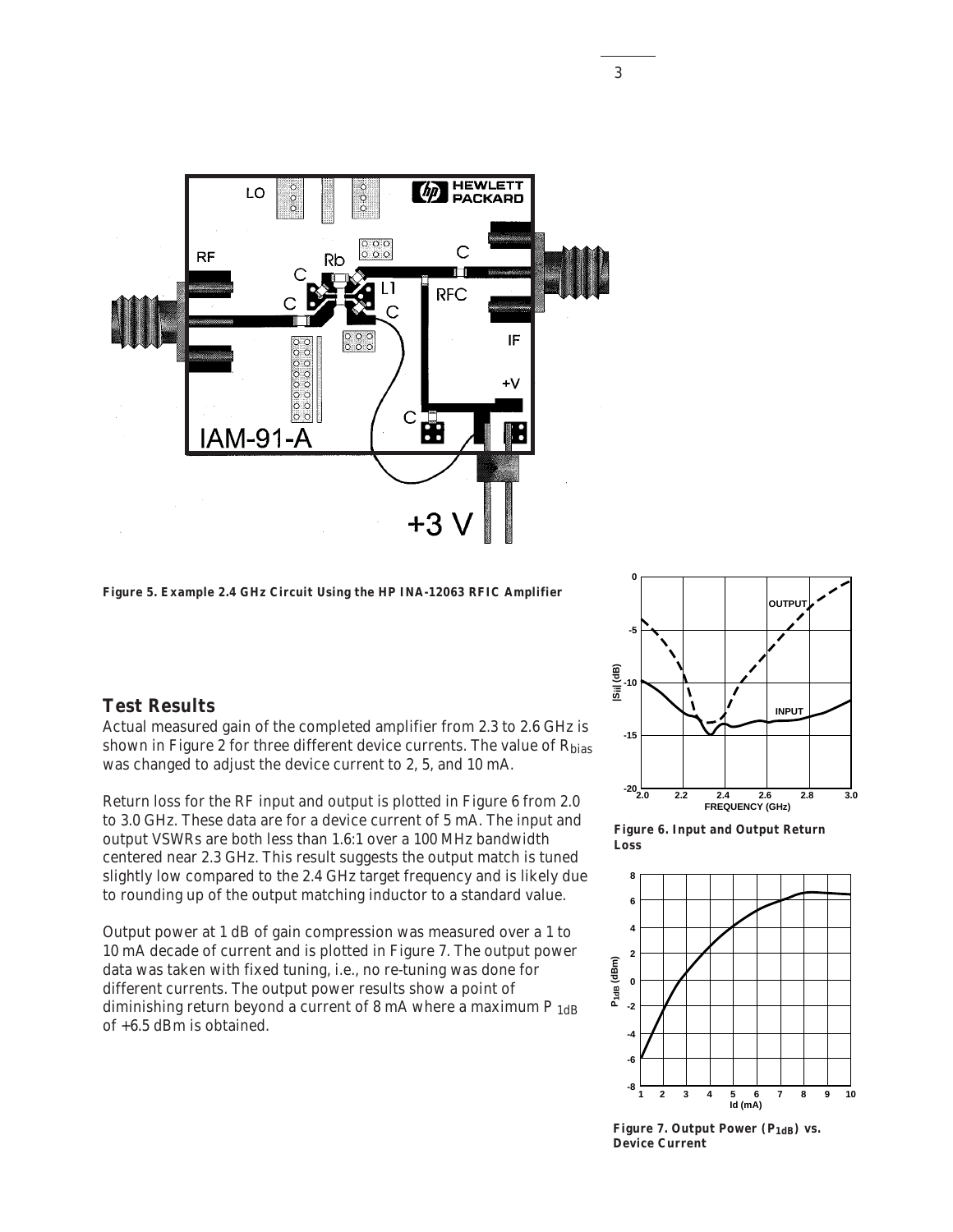LO

HEWLETT PACKARD

RF

Rb

C

C

L1

RFC

C

C

IF

+V

C

IAM-91-A

+3 V

**Figure 5. Example 2.4 GHz Circuit Using the HP INA-12063 RFIC Amplifier**

## Test Results

Actual measured gain of the completed amplifier from 2.3 to 2.6 GHz is shown in Figure 2 for three different device currents. The value of $R_{bias}$ was changed to adjust the device current to 2, 5, and 10 mA.

Return loss for the RF input and output is plotted in Figure 6 from 2.0 to 3.0 GHz. These data are for a device current of 5 mA. The input and output VSWRs are both less than 1.6:1 over a 100 MHz bandwidth centered near 2.3 GHz. This result suggests the output match is tuned slightly low compared to the 2.4 GHz target frequency and is likely due to rounding up of the output matching inductor to a standard value.

Output power at 1 dB of gain compression was measured over a 1 to 10 mA decade of current and is plotted in Figure 7. The output power data was taken with fixed tuning, i.e., no re-tuning was done for different currents. The output power results show a point of diminishing return beyond a current of 8 mA where a maximum $P_{1dB}$ of +6.5 dBm is obtained.

$|S_{ii}|$ (dB)

0

-5

-10

-15

-20

2.0 2.2 2.4 2.6 2.8 3.0

FREQUENCY (GHz)

OUTPUT

INPUT

**Figure 6. Input and Output Return Loss**

$P_{1dB}$ (dBm)

8

6

4

2

0

-2

-4

-6

-8

1 2 3 4 5 6 7 8 9 10

Id (mA)

**Figure 7. Output Power ($P_{1dB}$) vs. Device Current**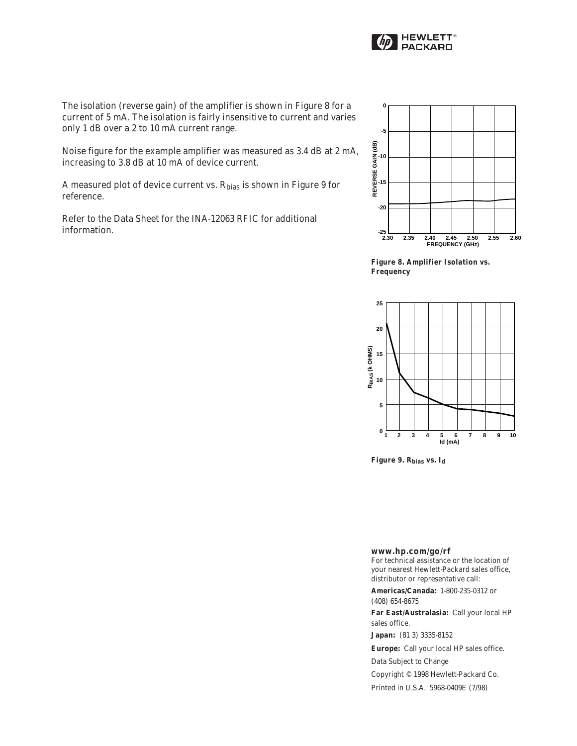The isolation (reverse gain) of the amplifier is shown in Figure 8 for a current of 5 mA. The isolation is fairly insensitive to current and varies only 1 dB over a 2 to 10 mA current range.

Noise figure for the example amplifier was measured as 3.4 dB at 2 mA, increasing to 3.8 dB at 10 mA of device current.

A measured plot of device current vs. $R_{bias}$ is shown in Figure 9 for reference.

Refer to the Data Sheet for the INA-12063 RFIC for additional information.

REVERSE GAIN (dB)

0
-5
-10
-15
-20
-25

2.30 2.35 2.40 2.45 2.50 2.55 2.60

FREQUENCY (GHz)

**Figure 8. Amplifier Isolation vs. Frequency**

$R_{BIAS}$ (k OHMS)

25
20
15
10
5
0

1 2 3 4 5 6 7 8 9 10

Id (mA)

**Figure 9. $R_{bias}$ vs. $I_d$**

**www.hp.com/go/rf**

For technical assistance or the location of your nearest Hewlett-Packard sales office, distributor or representative call:

**Americas/Canada:** 1-800-235-0312 or (408) 654-8675

**Far East/Australasia:** Call your local HP sales office.

**Japan:** (81 3) 3335-8152

**Europe:** Call your local HP sales office.

Data Subject to Change

Copyright © 1998 Hewlett-Packard Co.

Printed in U.S.A. 5968-0409E (7/98)